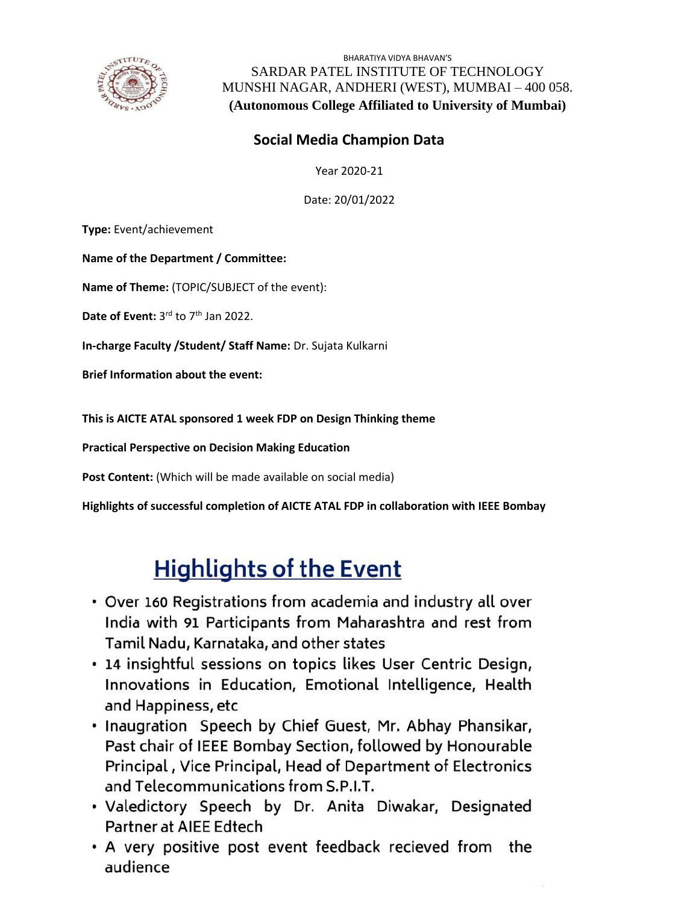BHARATIYA VIDYA BHAVAN'S

SARDAR PATEL INSTITUTE OF TECHNOLOGY

MUNSHI NAGAR, ANDHERI (WEST), MUMBAI – 400 058.

**(Autonomous College Affiliated to University of Mumbai)**

## Social Media Champion Data

Year 2020-21

Date: 20/01/2022

**Type:** Event/achievement

**Name of the Department / Committee:**

**Name of Theme:** (TOPIC/SUBJECT of the event):

**Date of Event:** 3rd to 7th Jan 2022.

**In-charge Faculty /Student/ Staff Name:** Dr. Sujata Kulkarni

**Brief Information about the event:**

**This is AICTE ATAL sponsored 1 week FDP on Design Thinking theme**

**Practical Perspective on Decision Making Education**

**Post Content:** (Which will be made available on social media)

**Highlights of successful completion of AICTE ATAL FDP in collaboration with IEEE Bombay**

## Highlights of the Event

- Over 160 Registrations from academia and industry all over India with 91 Participants from Maharashtra and rest from Tamil Nadu, Karnataka, and other states
- 14 insightful sessions on topics likes User Centric Design, Innovations in Education, Emotional Intelligence, Health and Happiness, etc
- Inaugration Speech by Chief Guest, Mr. Abhay Phansikar, Past chair of IEEE Bombay Section, followed by Honourable Principal , Vice Principal, Head of Department of Electronics and Telecommunications from S.P.I.T.
- Valedictory Speech by Dr. Anita Diwakar, Designated Partner at AIEE Edtech
- A very positive post event feedback recieved from the audience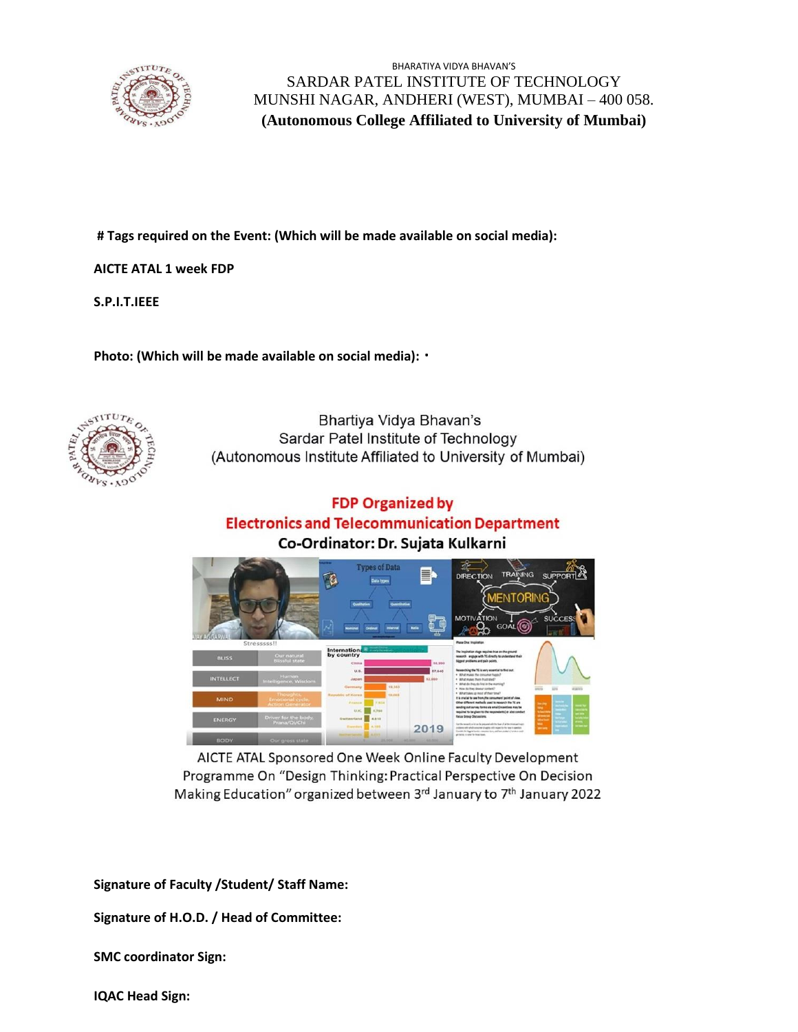BHARATIYA VIDYA BHAVAN'S

SARDAR PATEL INSTITUTE OF TECHNOLOGY

MUNSHI NAGAR, ANDHERI (WEST), MUMBAI – 400 058.

**(Autonomous College Affiliated to University of Mumbai)**

**# Tags required on the Event: (Which will be made available on social media):**

**AICTE ATAL 1 week FDP**

**S.P.I.T.IEEE**

**Photo: (Which will be made available on social media):**

Bhartiya Vidya Bhavan's

Sardar Patel Institute of Technology

(Autonomous Institute Affiliated to University of Mumbai)

**FDP Organized by**

**Electronics and Telecommunication Department**

**Co-Ordinator: Dr. Sujata Kulkarni**

AICTE ATAL Sponsored One Week Online Faculty Development Programme On "Design Thinking: Practical Perspective On Decision Making Education" organized between 3rd January to 7th January 2022

**Signature of Faculty /Student/ Staff Name:**

**Signature of H.O.D. / Head of Committee:**

**SMC coordinator Sign:**

**IQAC Head Sign:**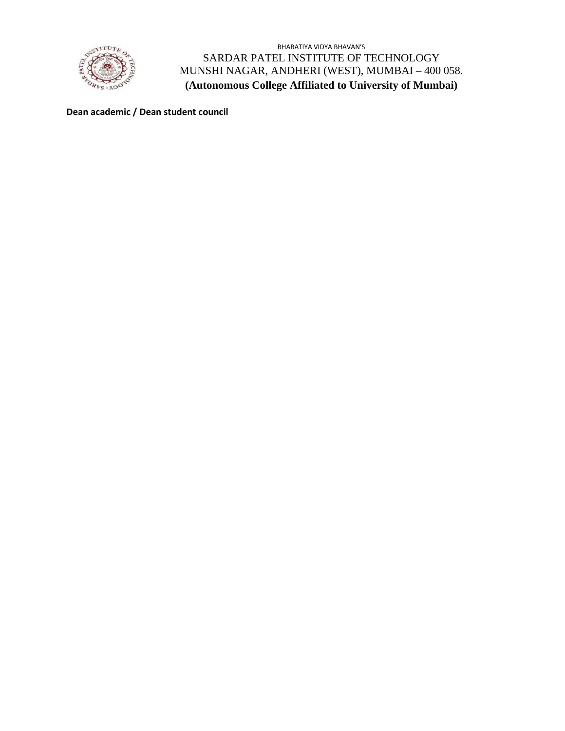BHARATIYA VIDYA BHAVAN'S

SARDAR PATEL INSTITUTE OF TECHNOLOGY

MUNSHI NAGAR, ANDHERI (WEST), MUMBAI – 400 058.

**(Autonomous College Affiliated to University of Mumbai)**

**Dean academic / Dean student council**